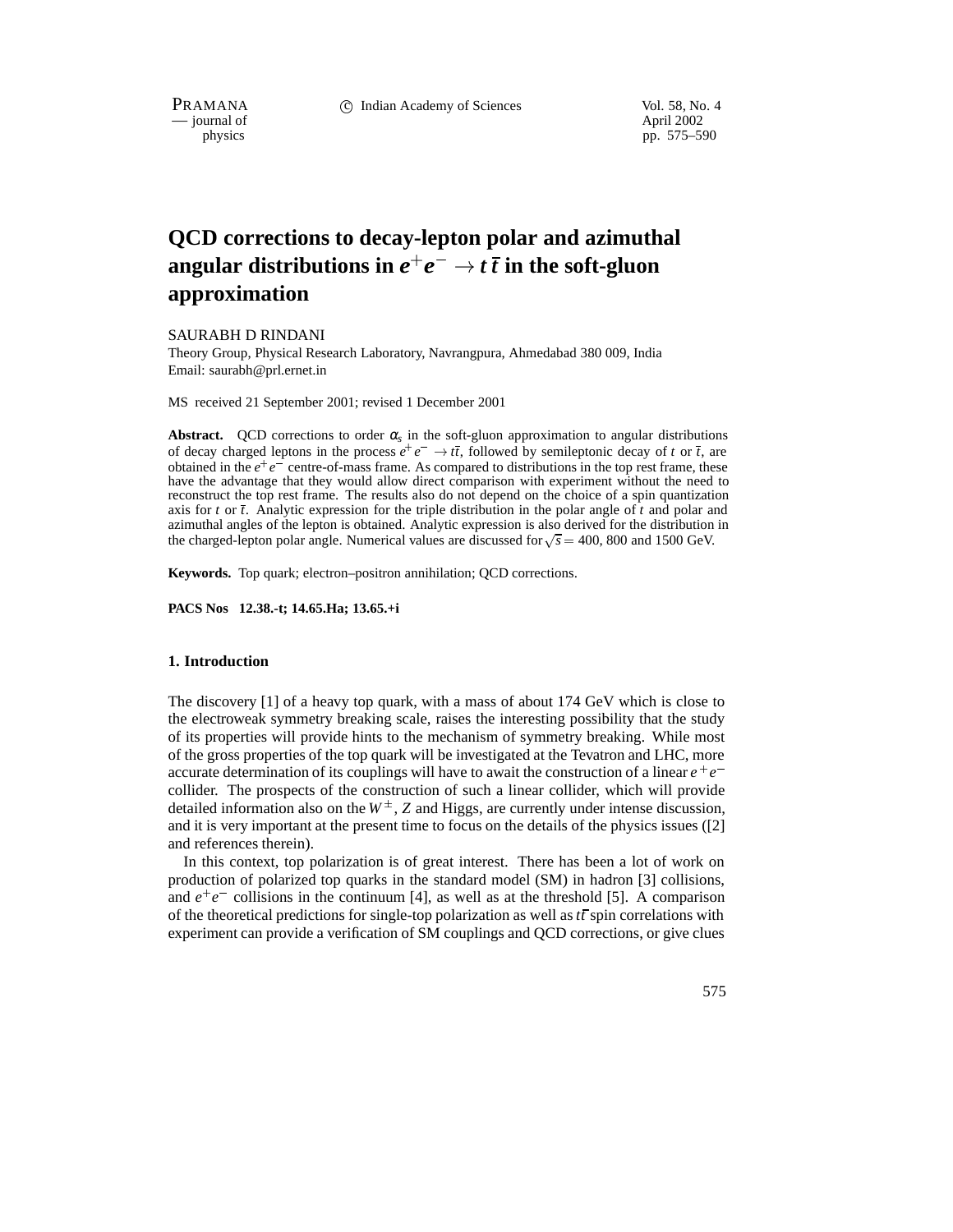# QCD corrections to decay-lepton polar and azimuthal angular distributions in $e^+e^- \to t\,\bar{t}$ in the soft-gluon approximation

SAURABH D RINDANI

Theory Group, Physical Research Laboratory, Navrangpura, Ahmedabad 380 009, India

Email: saurabh@prl.ernet.in

MS received 21 September 2001; revised 1 December 2001

**Abstract.** QCD corrections to order $\alpha_s$ in the soft-gluon approximation to angular distributions of decay charged leptons in the process $e^+e^- \to t\bar{t}$, followed by semileptonic decay of $t$ or $\bar{t}$, are obtained in the $e^+e^-$ centre-of-mass frame. As compared to distributions in the top rest frame, these have the advantage that they would allow direct comparison with experiment without the need to reconstruct the top rest frame. The results also do not depend on the choice of a spin quantization axis for $t$ or $\bar{t}$. Analytic expression for the triple distribution in the polar angle of $t$ and polar and azimuthal angles of the lepton is obtained. Analytic expression is also derived for the distribution in the charged-lepton polar angle. Numerical values are discussed for $\sqrt{s} = 400$, 800 and 1500 GeV.

**Keywords.** Top quark; electron–positron annihilation; QCD corrections.

**PACS Nos 12.38.-t; 14.65.Ha; 13.65.+i**

## 1. Introduction

The discovery [1] of a heavy top quark, with a mass of about 174 GeV which is close to the electroweak symmetry breaking scale, raises the interesting possibility that the study of its properties will provide hints to the mechanism of symmetry breaking. While most of the gross properties of the top quark will be investigated at the Tevatron and LHC, more accurate determination of its couplings will have to await the construction of a linear $e^+e^-$ collider. The prospects of the construction of such a linear collider, which will provide detailed information also on the $W^\pm$, $Z$ and Higgs, are currently under intense discussion, and it is very important at the present time to focus on the details of the physics issues ([2] and references therein).

In this context, top polarization is of great interest. There has been a lot of work on production of polarized top quarks in the standard model (SM) in hadron [3] collisions, and $e^+e^-$ collisions in the continuum [4], as well as at the threshold [5]. A comparison of the theoretical predictions for single-top polarization as well as $t\bar{t}$ spin correlations with experiment can provide a verification of SM couplings and QCD corrections, or give clues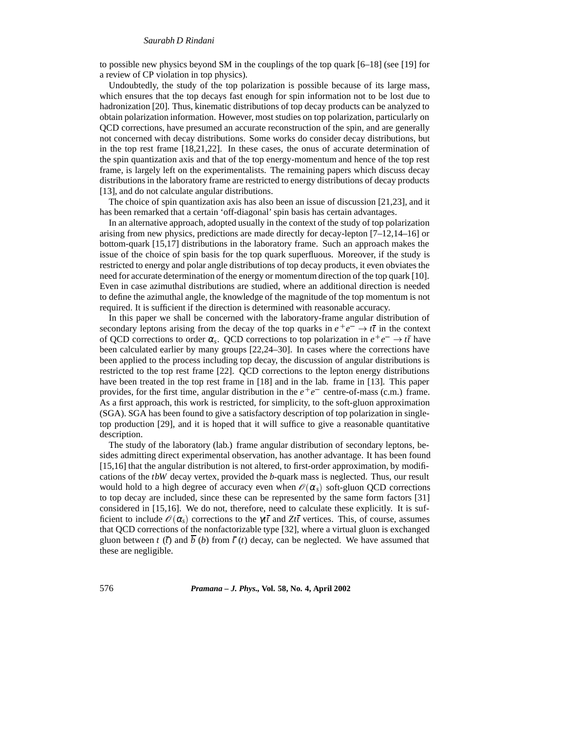to possible new physics beyond SM in the couplings of the top quark [6–18] (see [19] for a review of CP violation in top physics).

Undoubtedly, the study of the top polarization is possible because of its large mass, which ensures that the top decays fast enough for spin information not to be lost due to hadronization [20]. Thus, kinematic distributions of top decay products can be analyzed to obtain polarization information. However, most studies on top polarization, particularly on QCD corrections, have presumed an accurate reconstruction of the spin, and are generally not concerned with decay distributions. Some works do consider decay distributions, but in the top rest frame [18,21,22]. In these cases, the onus of accurate determination of the spin quantization axis and that of the top energy-momentum and hence of the top rest frame, is largely left on the experimentalists. The remaining papers which discuss decay distributions in the laboratory frame are restricted to energy distributions of decay products [13], and do not calculate angular distributions.

The choice of spin quantization axis has also been an issue of discussion [21,23], and it has been remarked that a certain 'off-diagonal' spin basis has certain advantages.

In an alternative approach, adopted usually in the context of the study of top polarization arising from new physics, predictions are made directly for decay-lepton [7–12,14–16] or bottom-quark [15,17] distributions in the laboratory frame. Such an approach makes the issue of the choice of spin basis for the top quark superfluous. Moreover, if the study is restricted to energy and polar angle distributions of top decay products, it even obviates the need for accurate determination of the energy or momentum direction of the top quark [10]. Even in case azimuthal distributions are studied, where an additional direction is needed to define the azimuthal angle, the knowledge of the magnitude of the top momentum is not required. It is sufficient if the direction is determined with reasonable accuracy.

In this paper we shall be concerned with the laboratory-frame angular distribution of secondary leptons arising from the decay of the top quarks in $e^+e^- \to t\bar{t}$ in the context of QCD corrections to order $\alpha_s$. QCD corrections to top polarization in $e^+e^- \to t\bar{t}$ have been calculated earlier by many groups [22,24–30]. In cases where the corrections have been applied to the process including top decay, the discussion of angular distributions is restricted to the top rest frame [22]. QCD corrections to the lepton energy distributions have been treated in the top rest frame in [18] and in the lab. frame in [13]. This paper provides, for the first time, angular distribution in the $e^+e^-$ centre-of-mass (c.m.) frame. As a first approach, this work is restricted, for simplicity, to the soft-gluon approximation (SGA). SGA has been found to give a satisfactory description of top polarization in single-top production [29], and it is hoped that it will suffice to give a reasonable quantitative description.

The study of the laboratory (lab.) frame angular distribution of secondary leptons, besides admitting direct experimental observation, has another advantage. It has been found [15,16] that the angular distribution is not altered, to first-order approximation, by modifications of the *tbW* decay vertex, provided the *b*-quark mass is neglected. Thus, our result would hold to a high degree of accuracy even when $\mathscr{O}(\alpha_s)$ soft-gluon QCD corrections to top decay are included, since these can be represented by the same form factors [31] considered in [15,16]. We do not, therefore, need to calculate these explicitly. It is sufficient to include $\mathscr{O}(\alpha_s)$ corrections to the $\gamma t\bar{t}$ and $Zt\bar{t}$ vertices. This, of course, assumes that QCD corrections of the nonfactorizable type [32], where a virtual gluon is exchanged gluon between $t$ ($\bar{t}$) and $\bar{b}$ ($b$) from $\bar{t}$ ($t$) decay, can be neglected. We have assumed that these are negligible.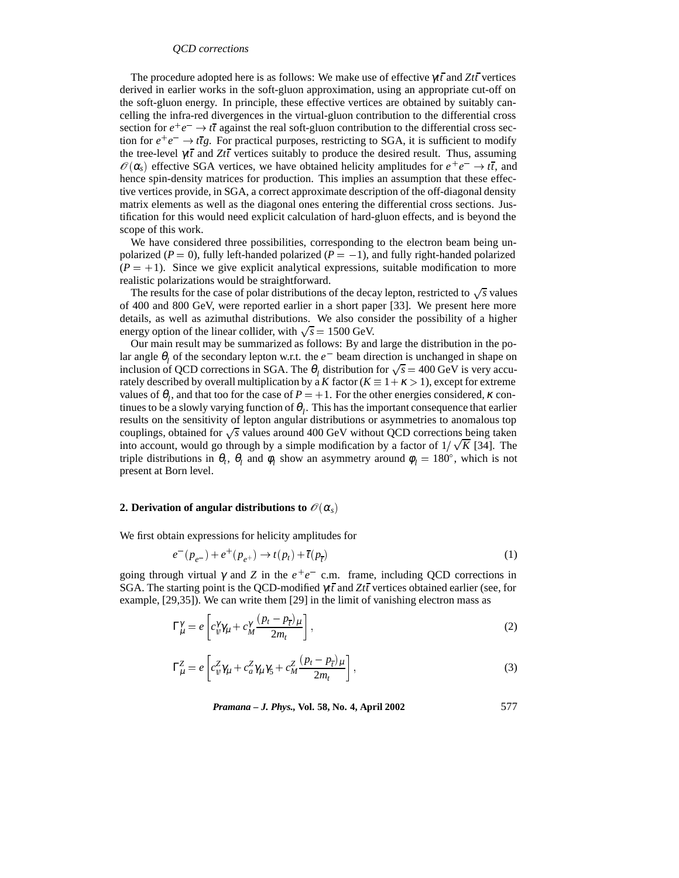The procedure adopted here is as follows: We make use of effective $\gamma t\bar{t}$ and $Zt\bar{t}$ vertices derived in earlier works in the soft-gluon approximation, using an appropriate cut-off on the soft-gluon energy. In principle, these effective vertices are obtained by suitably cancelling the infra-red divergences in the virtual-gluon contribution to the differential cross section for $e^+e^- \to t\bar{t}$ against the real soft-gluon contribution to the differential cross section for $e^+e^- \to t\bar{t}g$. For practical purposes, restricting to SGA, it is sufficient to modify the tree-level $\gamma t\bar{t}$ and $Zt\bar{t}$ vertices suitably to produce the desired result. Thus, assuming $\mathscr{O}(\alpha_s)$ effective SGA vertices, we have obtained helicity amplitudes for $e^+e^- \to t\bar{t}$, and hence spin-density matrices for production. This implies an assumption that these effective vertices provide, in SGA, a correct approximate description of the off-diagonal density matrix elements as well as the diagonal ones entering the differential cross sections. Justification for this would need explicit calculation of hard-gluon effects, and is beyond the scope of this work.

We have considered three possibilities, corresponding to the electron beam being unpolarized ($P = 0$), fully left-handed polarized ($P = -1$), and fully right-handed polarized ($P = +1$). Since we give explicit analytical expressions, suitable modification to more realistic polarizations would be straightforward.

The results for the case of polar distributions of the decay lepton, restricted to $\sqrt{s}$ values of 400 and 800 GeV, were reported earlier in a short paper [33]. We present here more details, as well as azimuthal distributions. We also consider the possibility of a higher energy option of the linear collider, with $\sqrt{s} = 1500$ GeV.

Our main result may be summarized as follows: By and large the distribution in the polar angle $\theta_l$ of the secondary lepton w.r.t. the $e^-$ beam direction is unchanged in shape on inclusion of QCD corrections in SGA. The $\theta_l$ distribution for $\sqrt{s} = 400$ GeV is very accurately described by overall multiplication by a $K$ factor ($K \equiv 1 + \kappa > 1$), except for extreme values of $\theta_l$, and that too for the case of $P = +1$. For the other energies considered, $\kappa$ continues to be a slowly varying function of $\theta_l$. This has the important consequence that earlier results on the sensitivity of lepton angular distributions or asymmetries to anomalous top couplings, obtained for $\sqrt{s}$ values around 400 GeV without QCD corrections being taken into account, would go through by a simple modification by a factor of $1/\sqrt{K}$ [34]. The triple distributions in $\theta_t$, $\theta_l$ and $\phi_l$ show an asymmetry around $\phi_l = 180^\circ$, which is not present at Born level.

## 2. Derivation of angular distributions to $\mathscr{O}(\alpha_s)$

We first obtain expressions for helicity amplitudes for

$$e^-(p_{e^-}) + e^+(p_{e^+}) \to t(p_t) + \bar{t}(p_{\bar{t}}) \tag{1}$$

going through virtual $\gamma$ and $Z$ in the $e^+e^-$ c.m. frame, including QCD corrections in SGA. The starting point is the QCD-modified $\gamma t\bar{t}$ and $Zt\bar{t}$ vertices obtained earlier (see, for example, [29,35]). We can write them [29] in the limit of vanishing electron mass as

$$\Gamma^\gamma_\mu = e\left[c^\gamma_v \gamma_\mu + c^\gamma_M \frac{(p_t - p_{\bar{t}})_\mu}{2m_t}\right], \tag{2}$$

$$\Gamma^Z_\mu = e\left[c^Z_v \gamma_\mu + c^Z_a \gamma_\mu \gamma_5 + c^Z_M \frac{(p_t - p_{\bar{t}})_\mu}{2m_t}\right], \tag{3}$$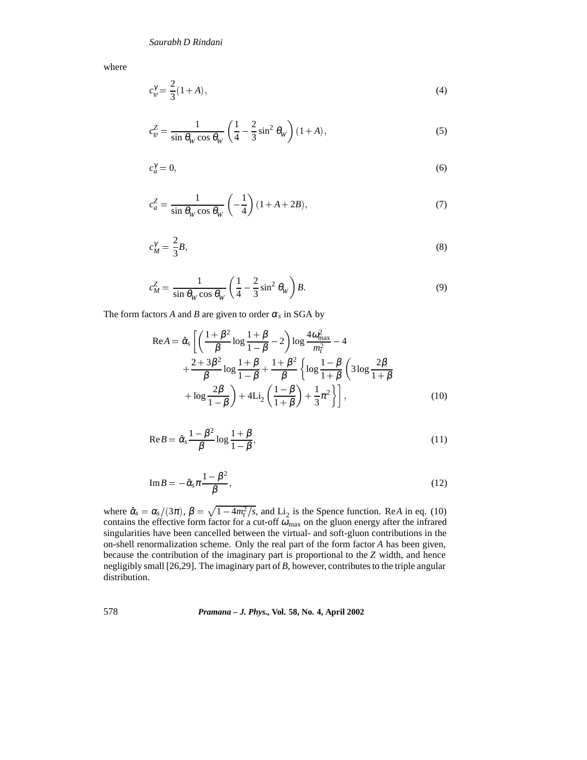where

$$c_{\text{v}}^{\gamma} = \frac{2}{3}(1+A), \tag{4}$$

$$c_{\text{v}}^{Z} = \frac{1}{\sin\theta_W \cos\theta_W}\left(\frac{1}{4} - \frac{2}{3}\sin^2\theta_W\right)(1+A), \tag{5}$$

$$c_a^{\gamma} = 0, \tag{6}$$

$$c_a^{Z} = \frac{1}{\sin\theta_W \cos\theta_W}\left(-\frac{1}{4}\right)(1+A+2B), \tag{7}$$

$$c_M^{\gamma} = \frac{2}{3}B, \tag{8}$$

$$c_M^{Z} = \frac{1}{\sin\theta_W \cos\theta_W}\left(\frac{1}{4} - \frac{2}{3}\sin^2\theta_W\right)B. \tag{9}$$

The form factors $A$ and $B$ are given to order $\alpha_s$ in SGA by

$$\begin{aligned}
\mathrm{Re}A = \hat{\alpha}_s \Bigg[ & \left(\frac{1+\beta^2}{\beta}\log\frac{1+\beta}{1-\beta} - 2\right)\log\frac{4\omega_{\max}^2}{m_t^2} - 4 \\
& + \frac{2+3\beta^2}{\beta}\log\frac{1+\beta}{1-\beta} + \frac{1+\beta^2}{\beta}\left\{\log\frac{1-\beta}{1+\beta}\left(3\log\frac{2\beta}{1+\beta}\right.\right. \\
& \left.\left. + \log\frac{2\beta}{1-\beta}\right) + 4\mathrm{Li}_2\left(\frac{1-\beta}{1+\beta}\right) + \frac{1}{3}\pi^2\right\}\Bigg],
\end{aligned} \tag{10}$$

$$\mathrm{Re}B = \hat{\alpha}_s \frac{1-\beta^2}{\beta}\log\frac{1+\beta}{1-\beta}, \tag{11}$$

$$\mathrm{Im}B = -\hat{\alpha}_s \pi \frac{1-\beta^2}{\beta}, \tag{12}$$

where $\hat{\alpha}_s = \alpha_s/(3\pi)$, $\beta = \sqrt{1-4m_t^2/s}$, and $\mathrm{Li}_2$ is the Spence function. Re$A$ in eq. (10) contains the effective form factor for a cut-off $\omega_{\max}$ on the gluon energy after the infrared singularities have been cancelled between the virtual- and soft-gluon contributions in the on-shell renormalization scheme. Only the real part of the form factor $A$ has been given, because the contribution of the imaginary part is proportional to the $Z$ width, and hence negligibly small [26,29]. The imaginary part of $B$, however, contributes to the triple angular distribution.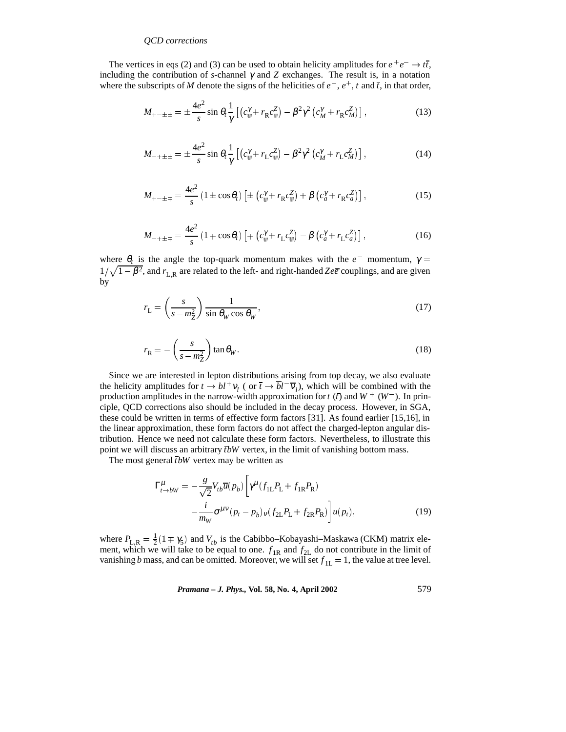The vertices in eqs (2) and (3) can be used to obtain helicity amplitudes for $e^+e^- \to t\bar{t}$, including the contribution of $s$-channel $\gamma$ and $Z$ exchanges. The result is, in a notation where the subscripts of $M$ denote the signs of the helicities of $e^-$, $e^+$, $t$ and $\bar{t}$, in that order,

$$M_{+-\pm\pm} = \pm\frac{4e^2}{s}\sin\theta_t\frac{1}{\gamma}\left[\left(c_v^\gamma + r_\mathrm{R}c_v^Z\right) - \beta^2\gamma^2\left(c_M^\gamma + r_\mathrm{R}c_M^Z\right)\right], \tag{13}$$

$$M_{-+\pm\pm} = \pm\frac{4e^2}{s}\sin\theta_t\frac{1}{\gamma}\left[\left(c_v^\gamma + r_\mathrm{L}c_v^Z\right) - \beta^2\gamma^2\left(c_M^\gamma + r_\mathrm{L}c_M^Z\right)\right], \tag{14}$$

$$M_{+-\pm\mp} = \frac{4e^2}{s}\left(1\pm\cos\theta_t\right)\left[\pm\left(c_v^\gamma + r_\mathrm{R}c_v^Z\right) + \beta\left(c_a^\gamma + r_\mathrm{R}c_a^Z\right)\right], \tag{15}$$

$$M_{-+\pm\mp} = \frac{4e^2}{s}\left(1\mp\cos\theta_t\right)\left[\mp\left(c_v^\gamma + r_\mathrm{L}c_v^Z\right) - \beta\left(c_a^\gamma + r_\mathrm{L}c_a^Z\right)\right], \tag{16}$$

where $\theta_t$ is the angle the top-quark momentum makes with the $e^-$ momentum, $\gamma = 1/\sqrt{1-\beta^2}$, and $r_{\mathrm{L,R}}$ are related to the left- and right-handed $Ze\bar{e}$ couplings, and are given by

$$r_\mathrm{L} = \left(\frac{s}{s-m_Z^2}\right)\frac{1}{\sin\theta_W\cos\theta_W}, \tag{17}$$

$$r_\mathrm{R} = -\left(\frac{s}{s-m_Z^2}\right)\tan\theta_W. \tag{18}$$

Since we are interested in lepton distributions arising from top decay, we also evaluate the helicity amplitudes for $t\to bl^+\nu_l$ ( or $\bar{t}\to\bar{b}l^-\bar{\nu}_l$), which will be combined with the production amplitudes in the narrow-width approximation for $t$ ($\bar{t}$) and $W^+$ ($W^-$). In principle, QCD corrections also should be included in the decay process. However, in SGA, these could be written in terms of effective form factors [31]. As found earlier [15,16], in the linear approximation, these form factors do not affect the charged-lepton angular distribution. Hence we need not calculate these form factors. Nevertheless, to illustrate this point we will discuss an arbitrary $\bar{t}bW$ vertex, in the limit of vanishing bottom mass.

The most general $\bar{t}bW$ vertex may be written as

$$\Gamma^\mu_{t\to bW} = -\frac{g}{\sqrt{2}}V_{tb}\bar{u}(p_b)\bigg[\gamma^\mu(f_{1\mathrm{L}}P_\mathrm{L} + f_{1\mathrm{R}}P_\mathrm{R}) - \frac{i}{m_W}\sigma^{\mu\nu}(p_t-p_b)_\nu(f_{2\mathrm{L}}P_\mathrm{L} + f_{2\mathrm{R}}P_\mathrm{R})\bigg]u(p_t), \tag{19}$$

where $P_{\mathrm{L,R}} = \frac{1}{2}(1\mp\gamma_5)$ and $V_{tb}$ is the Cabibbo–Kobayashi–Maskawa (CKM) matrix element, which we will take to be equal to one. $f_{1\mathrm{R}}$ and $f_{2\mathrm{L}}$ do not contribute in the limit of vanishing $b$ mass, and can be omitted. Moreover, we will set $f_{1\mathrm{L}} = 1$, the value at tree level.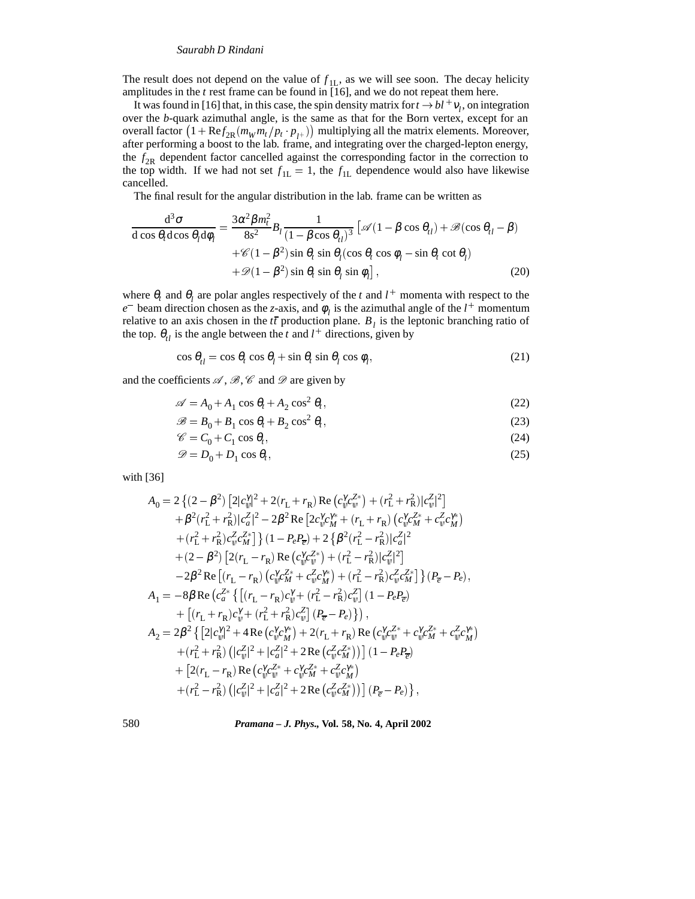The result does not depend on the value of $f_{1L}$, as we will see soon. The decay helicity amplitudes in the $t$ rest frame can be found in [16], and we do not repeat them here.

It was found in [16] that, in this case, the spin density matrix for $t \to b l^+ \nu_l$, on integration over the $b$-quark azimuthal angle, is the same as that for the Born vertex, except for an overall factor $\left(1 + \mathrm{Re} f_{2R}(m_W m_t / p_t \cdot p_{l^+})\right)$ multiplying all the matrix elements. Moreover, after performing a boost to the lab. frame, and integrating over the charged-lepton energy, the $f_{2R}$ dependent factor cancelled against the corresponding factor in the correction to the top width. If we had not set $f_{1L} = 1$, the $f_{1L}$ dependence would also have likewise cancelled.

The final result for the angular distribution in the lab. frame can be written as

$$
\begin{aligned}
\frac{\mathrm{d}^3\sigma}{\mathrm{d}\cos\theta_t \,\mathrm{d}\cos\theta_l \,\mathrm{d}\phi_l} = \frac{3\alpha^2 \beta m_t^2}{8s^2} B_l \frac{1}{(1-\beta\cos\theta_{tl})^3} \big[ & \mathscr{A}(1-\beta\cos\theta_{tl}) + \mathscr{B}(\cos\theta_{tl} - \beta) \\
& + \mathscr{C}(1-\beta^2)\sin\theta_t \sin\theta_l (\cos\theta_t \cos\phi_l - \sin\theta_t \cot\theta_l) \\
& + \mathscr{D}(1-\beta^2)\sin\theta_t \sin\theta_l \sin\phi_l \big] ,
\end{aligned} \tag{20}
$$

where $\theta_t$ and $\theta_l$ are polar angles respectively of the $t$ and $l^+$ momenta with respect to the $e^-$ beam direction chosen as the $z$-axis, and $\phi_l$ is the azimuthal angle of the $l^+$ momentum relative to an axis chosen in the $t\bar{t}$ production plane. $B_l$ is the leptonic branching ratio of the top. $\theta_{tl}$ is the angle between the $t$ and $l^+$ directions, given by

$$
\cos\theta_{tl} = \cos\theta_t \cos\theta_l + \sin\theta_t \sin\theta_l \cos\phi_l, \tag{21}
$$

and the coefficients $\mathscr{A}, \mathscr{B}, \mathscr{C}$ and $\mathscr{D}$ are given by

$$
\mathscr{A} = A_0 + A_1 \cos\theta_t + A_2 \cos^2\theta_t, \tag{22}
$$

$$
\mathscr{B} = B_0 + B_1 \cos\theta_t + B_2 \cos^2\theta_t, \tag{23}
$$

$$
\mathscr{C} = C_0 + C_1 \cos\theta_t, \tag{24}
$$

$$
\mathscr{D} = D_0 + D_1 \cos\theta_t, \tag{25}
$$

with [36]

$$
\begin{aligned}
A_0 = {} & 2\left\{(2-\beta^2)\left[2|c_v^\gamma|^2 + 2(r_L + r_R)\,\mathrm{Re}\left(c_v^\gamma c_v^{Z*}\right) + (r_L^2 + r_R^2)|c_v^Z|^2\right]\right. \\
& + \beta^2(r_L^2 + r_R^2)|c_a^Z|^2 - 2\beta^2\,\mathrm{Re}\left[2c_v^\gamma c_M^{\gamma*} + (r_L + r_R)\left(c_v^\gamma c_M^{Z*} + c_v^Z c_M^{\gamma*}\right)\right. \\
& \left.\left. + (r_L^2 + r_R^2)c_v^Z c_M^{Z*}\right]\right\}(1 - P_e P_{\bar{e}}) + 2\left\{\beta^2(r_L^2 - r_R^2)|c_a^Z|^2\right. \\
& + (2-\beta^2)\left[2(r_L - r_R)\,\mathrm{Re}\left(c_v^\gamma c_v^{Z*}\right) + (r_L^2 - r_R^2)|c_v^Z|^2\right] \\
& \left. - 2\beta^2\,\mathrm{Re}\left[(r_L - r_R)\left(c_v^\gamma c_M^{Z*} + c_v^Z c_M^{\gamma*}\right) + (r_L^2 - r_R^2)c_v^Z c_M^{Z*}\right]\right\}(P_{\bar{e}} - P_e), \\
A_1 = {} & -8\beta\,\mathrm{Re}\left(c_a^{Z*}\left\{\left[(r_L - r_R)c_v^\gamma + (r_L^2 - r_R^2)c_v^Z\right](1 - P_e P_{\bar{e}})\right.\right. \\
& \left.\left. + \left[(r_L + r_R)c_v^\gamma + (r_L^2 + r_R^2)c_v^Z\right](P_{\bar{e}} - P_e)\right\}\right), \\
A_2 = {} & 2\beta^2\left\{\left[2|c_v^\gamma|^2 + 4\,\mathrm{Re}\left(c_v^\gamma c_M^{\gamma*}\right) + 2(r_L + r_R)\,\mathrm{Re}\left(c_v^\gamma c_v^{Z*} + c_v^\gamma c_M^{Z*} + c_v^Z c_M^{\gamma*}\right)\right.\right. \\
& \left. + (r_L^2 + r_R^2)\left(|c_v^Z|^2 + |c_a^Z|^2 + 2\,\mathrm{Re}\left(c_v^Z c_M^{Z*}\right)\right)\right](1 - P_e P_{\bar{e}}) \\
& + \left[2(r_L - r_R)\,\mathrm{Re}\left(c_v^\gamma c_v^{Z*} + c_v^\gamma c_M^{Z*} + c_v^Z c_M^{\gamma*}\right)\right. \\
& \left.\left. + (r_L^2 - r_R^2)\left(|c_v^Z|^2 + |c_a^Z|^2 + 2\,\mathrm{Re}\left(c_v^Z c_M^{Z*}\right)\right)\right](P_{\bar{e}} - P_e)\right\},
\end{aligned}
$$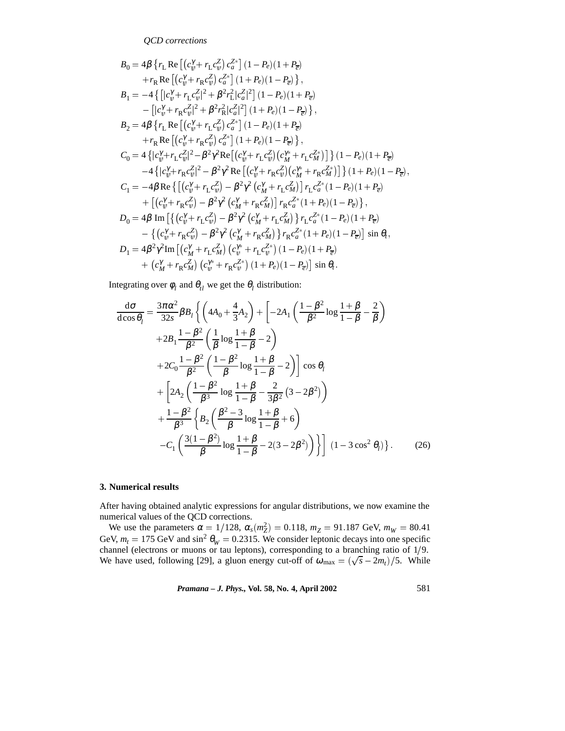$$B_0 = 4\beta\left\{r_{\rm L}\,{\rm Re}\left[\left(c_v^\gamma + r_{\rm L}c_v^Z\right)c_a^{Z*}\right](1-P_e)(1+P_{\overline{e}}) + r_{\rm R}\,{\rm Re}\left[\left(c_v^\gamma + r_{\rm R}c_v^Z\right)c_a^{Z*}\right](1+P_e)(1-P_{\overline{e}})\right\},$$

$$B_1 = -4\left\{\left[|c_v^\gamma + r_{\rm L}c_v^Z|^2 + \beta^2 r_{\rm L}^2|c_a^Z|^2\right](1-P_e)(1+P_{\overline{e}}) - \left[|c_v^\gamma + r_{\rm R}c_v^Z|^2 + \beta^2 r_{\rm R}^2|c_a^Z|^2\right](1+P_e)(1-P_{\overline{e}})\right\},$$

$$B_2 = 4\beta\left\{r_{\rm L}\,{\rm Re}\left[\left(c_v^\gamma + r_{\rm L}c_v^Z\right)c_a^{Z*}\right](1-P_e)(1+P_{\overline{e}}) + r_{\rm R}\,{\rm Re}\left[\left(c_v^\gamma + r_{\rm R}c_v^Z\right)c_a^{Z*}\right](1+P_e)(1-P_{\overline{e}})\right\},$$

$$C_0 = 4\left\{|c_v^\gamma + r_{\rm L}c_v^Z|^2 - \beta^2\gamma^2{\rm Re}\left[\left(c_v^\gamma + r_{\rm L}c_v^Z\right)\left(c_M^{\gamma*} + r_{\rm L}c_M^{Z*}\right)\right]\right\}(1-P_e)(1+P_{\overline{e}}) - 4\left\{|c_v^\gamma + r_{\rm R}c_v^Z|^2 - \beta^2\gamma^2\,{\rm Re}\left[\left(c_v^\gamma + r_{\rm R}c_v^Z\right)\left(c_M^{\gamma*} + r_{\rm R}c_M^{Z*}\right)\right]\right\}(1+P_e)(1-P_{\overline{e}}),$$

$$C_1 = -4\beta\,{\rm Re}\left\{\left[\left(c_v^\gamma + r_{\rm L}c_v^Z\right) - \beta^2\gamma^2\left(c_M^\gamma + r_{\rm L}c_M^Z\right)\right]r_{\rm L}c_a^{Z*}(1-P_e)(1+P_{\overline{e}}) + \left[\left(c_v^\gamma + r_{\rm R}c_v^Z\right) - \beta^2\gamma^2\left(c_M^\gamma + r_{\rm R}c_M^Z\right)\right]r_{\rm R}c_a^{Z*}(1+P_e)(1-P_{\overline{e}})\right\},$$

$$D_0 = 4\beta\,{\rm Im}\left[\left\{\left(c_v^\gamma + r_{\rm L}c_v^Z\right) - \beta^2\gamma^2\left(c_M^\gamma + r_{\rm L}c_M^Z\right)\right\}r_{\rm L}c_a^{Z*}(1-P_e)(1+P_{\overline{e}}) - \left\{\left(c_v^\gamma + r_{\rm R}c_v^Z\right) - \beta^2\gamma^2\left(c_M^\gamma + r_{\rm R}c_M^Z\right)\right\}r_{\rm R}c_a^{Z*}(1+P_e)(1-P_{\overline{e}})\right]\sin\theta_t,$$

$$D_1 = 4\beta^2\gamma^2{\rm Im}\left[\left(c_M^\gamma + r_{\rm L}c_M^Z\right)\left(c_v^{\gamma*} + r_{\rm L}c_v^{Z*}\right)(1-P_e)(1+P_{\overline{e}}) + \left(c_M^\gamma + r_{\rm R}c_M^Z\right)\left(c_v^{\gamma*} + r_{\rm R}c_v^{Z*}\right)(1+P_e)(1-P_{\overline{e}})\right]\sin\theta_t.$$

Integrating over $\phi_l$ and $\theta_{tl}$ we get the $\theta_l$ distribution:

$$\begin{aligned}
\frac{{\rm d}\sigma}{{\rm d}\cos\theta_l} = \frac{3\pi\alpha^2}{32s}\beta B_l\Bigg\{&\left(4A_0 + \frac{4}{3}A_2\right) + \Bigg[-2A_1\left(\frac{1-\beta^2}{\beta^2}\log\frac{1+\beta}{1-\beta} - \frac{2}{\beta}\right) \\
&+ 2B_1\frac{1-\beta^2}{\beta^2}\left(\frac{1}{\beta}\log\frac{1+\beta}{1-\beta} - 2\right) \\
&+ 2C_0\frac{1-\beta^2}{\beta^2}\left(\frac{1-\beta^2}{\beta}\log\frac{1+\beta}{1-\beta} - 2\right)\Bigg]\cos\theta_l \\
&+ \Bigg[2A_2\left(\frac{1-\beta^2}{\beta^3}\log\frac{1+\beta}{1-\beta} - \frac{2}{3\beta^2}\left(3-2\beta^2\right)\right) \\
&+ \frac{1-\beta^2}{\beta^3}\Bigg\{B_2\left(\frac{\beta^2-3}{\beta}\log\frac{1+\beta}{1-\beta} + 6\right) \\
&- C_1\left(\frac{3(1-\beta^2)}{\beta}\log\frac{1+\beta}{1-\beta} - 2(3-2\beta^2)\right)\Bigg\}\Bigg]\left(1 - 3\cos^2\theta_l\right)\Bigg\}. \qquad (26)
\end{aligned}$$

## 3. Numerical results

After having obtained analytic expressions for angular distributions, we now examine the numerical values of the QCD corrections.

We use the parameters $\alpha = 1/128$, $\alpha_s(m_Z^2) = 0.118$, $m_Z = 91.187$ GeV, $m_W = 80.41$ GeV, $m_t = 175$ GeV and $\sin^2\theta_W = 0.2315$. We consider leptonic decays into one specific channel (electrons or muons or tau leptons), corresponding to a branching ratio of $1/9$. We have used, following [29], a gluon energy cut-off of $\omega_{\rm max} = (\sqrt{s} - 2m_t)/5$. While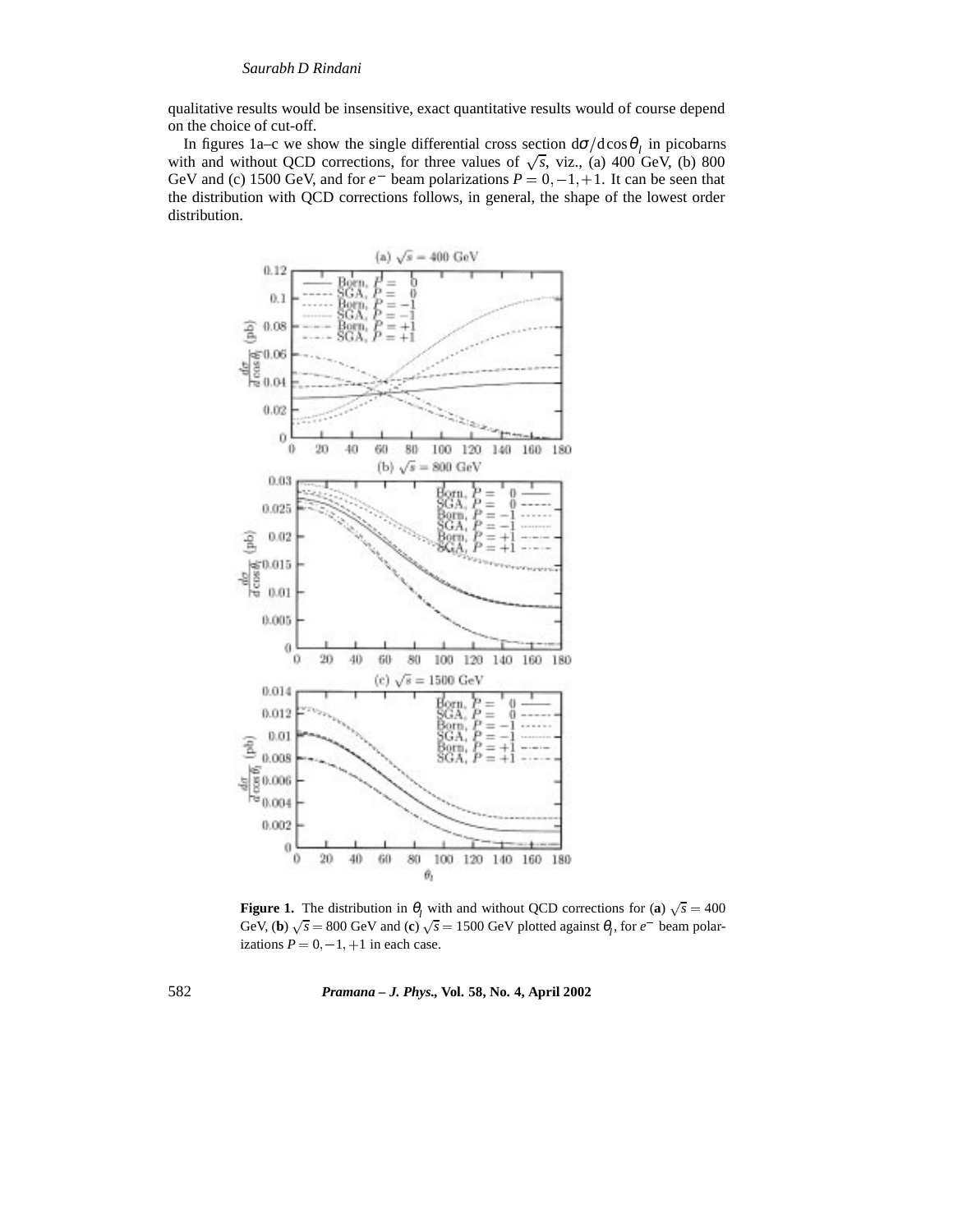qualitative results would be insensitive, exact quantitative results would of course depend on the choice of cut-off.

In figures 1a–c we show the single differential cross section $\mathrm{d}\sigma/\mathrm{d}\cos\theta_l$ in picobarns with and without QCD corrections, for three values of $\sqrt{s}$, viz., (a) 400 GeV, (b) 800 GeV and (c) 1500 GeV, and for $e^-$ beam polarizations $P = 0, -1, +1$. It can be seen that the distribution with QCD corrections follows, in general, the shape of the lowest order distribution.

**Figure 1.** The distribution in $\theta_l$ with and without QCD corrections for (**a**) $\sqrt{s} = 400$ GeV, (**b**) $\sqrt{s} = 800$ GeV and (**c**) $\sqrt{s} = 1500$ GeV plotted against $\theta_l$, for $e^-$ beam polarizations $P = 0, -1, +1$ in each case.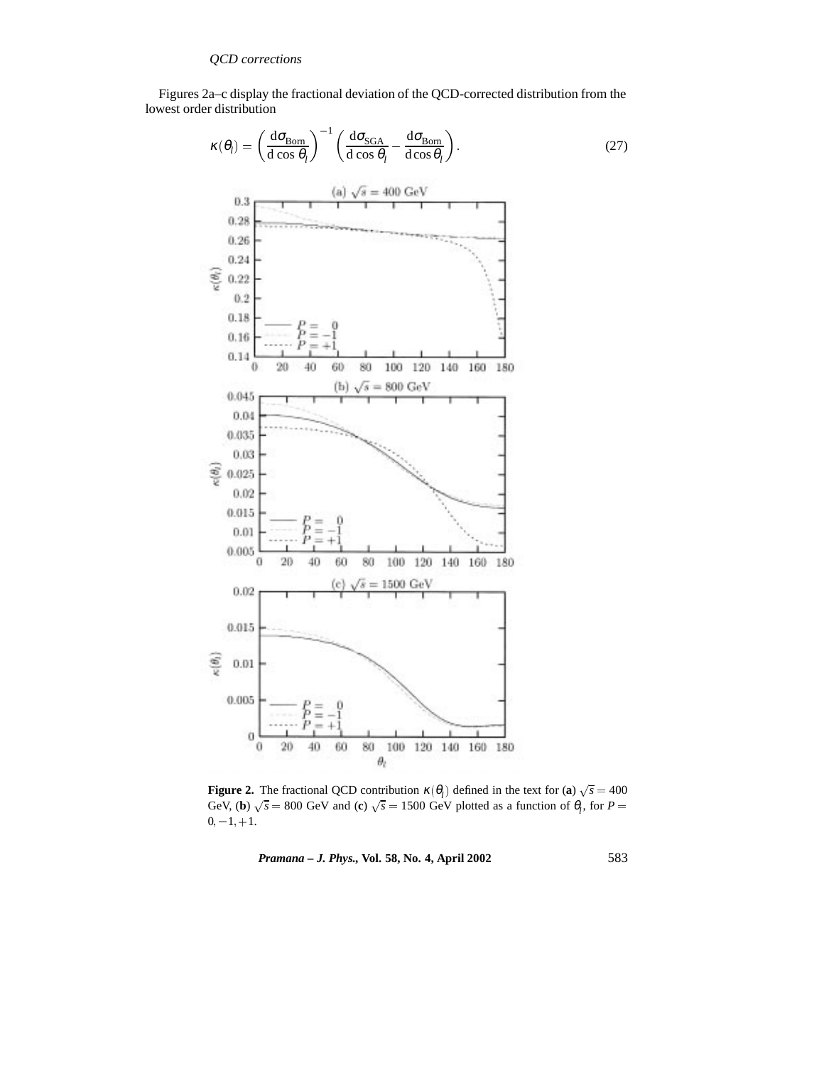## QCD corrections

Figures 2a–c display the fractional deviation of the QCD-corrected distribution from the lowest order distribution

$$\kappa(\theta_l) = \left(\frac{d\sigma_{\text{Born}}}{d\cos\theta_l}\right)^{-1}\left(\frac{d\sigma_{\text{SGA}}}{d\cos\theta_l} - \frac{d\sigma_{\text{Born}}}{d\cos\theta_l}\right). \tag{27}$$

**Figure 2.** The fractional QCD contribution $\kappa(\theta_l)$ defined in the text for (**a**) $\sqrt{s} = 400$ GeV, (**b**) $\sqrt{s} = 800$ GeV and (**c**) $\sqrt{s} = 1500$ GeV plotted as a function of $\theta_l$, for $P = 0, -1, +1$.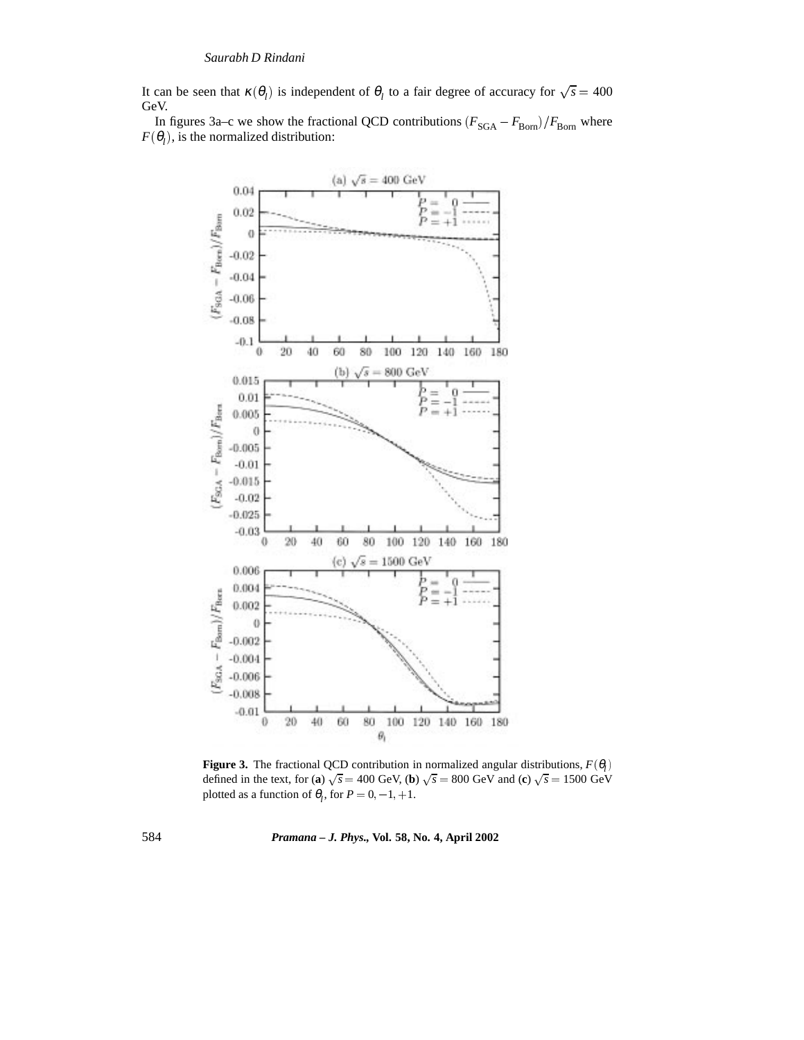It can be seen that $\kappa(\theta_l)$ is independent of $\theta_l$ to a fair degree of accuracy for $\sqrt{s} = 400$ GeV.

In figures 3a–c we show the fractional QCD contributions $(F_{\rm SGA} - F_{\rm Born})/F_{\rm Born}$ where $F(\theta_l)$, is the normalized distribution:

**Figure 3.** The fractional QCD contribution in normalized angular distributions, $F(\theta_l)$ defined in the text, for (**a**) $\sqrt{s} = 400$ GeV, (**b**) $\sqrt{s} = 800$ GeV and (**c**) $\sqrt{s} = 1500$ GeV plotted as a function of $\theta_l$, for $P = 0, -1, +1$.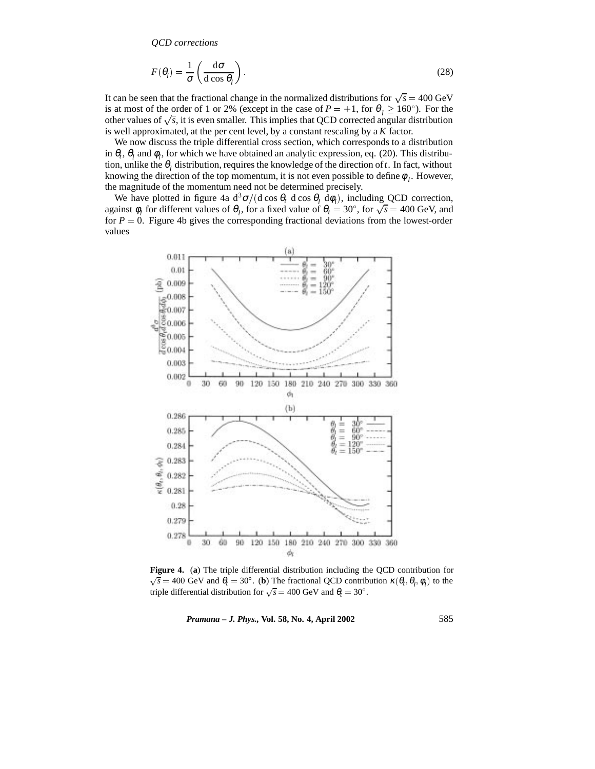QCD corrections

$$F(\theta_l) = \frac{1}{\sigma}\left(\frac{\mathrm{d}\sigma}{\mathrm{d}\cos\theta_l}\right). \tag{28}$$

It can be seen that the fractional change in the normalized distributions for $\sqrt{s} = 400$ GeV is at most of the order of 1 or 2% (except in the case of $P = +1$, for $\theta_l \geq 160°$). For the other values of $\sqrt{s}$, it is even smaller. This implies that QCD corrected angular distribution is well approximated, at the per cent level, by a constant rescaling by a $K$ factor.

We now discuss the triple differential cross section, which corresponds to a distribution in $\theta_t$, $\theta_l$ and $\phi_l$, for which we have obtained an analytic expression, eq. (20). This distribution, unlike the $\theta_l$ distribution, requires the knowledge of the direction of $t$. In fact, without knowing the direction of the top momentum, it is not even possible to define $\phi_l$. However, the magnitude of the momentum need not be determined precisely.

We have plotted in figure 4a $\mathrm{d}^3\sigma/(\mathrm{d}\cos\theta_t\ \mathrm{d}\cos\theta_l\ \mathrm{d}\phi_l)$, including QCD correction, against $\phi_l$ for different values of $\theta_l$, for a fixed value of $\theta_t = 30°$, for $\sqrt{s} = 400$ GeV, and for $P = 0$. Figure 4b gives the corresponding fractional deviations from the lowest-order values

**Figure 4.** (**a**) The triple differential distribution including the QCD contribution for $\sqrt{s} = 400$ GeV and $\theta_t = 30°$. (**b**) The fractional QCD contribution $\kappa(\theta_t, \theta_l, \phi_l)$ to the triple differential distribution for $\sqrt{s} = 400$ GeV and $\theta_t = 30°$.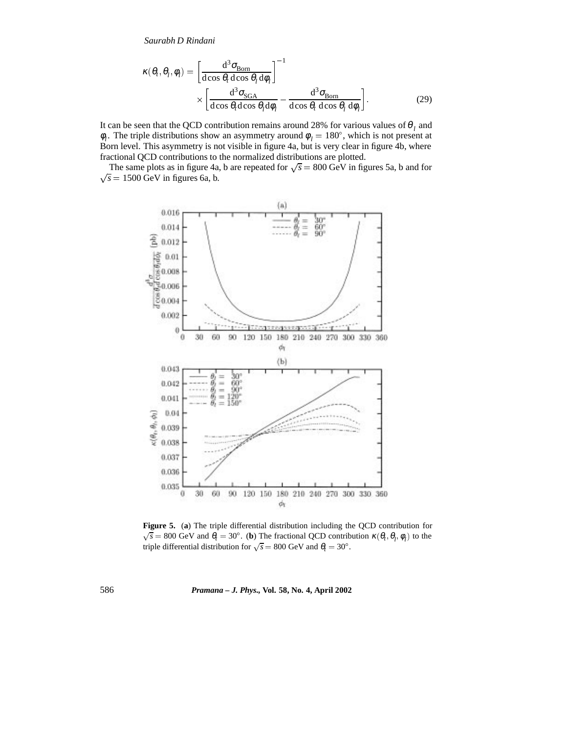$$\kappa(\theta_t, \theta_l, \phi_l) = \left[\frac{\mathrm{d}^3\sigma_{\mathrm{Born}}}{\mathrm{d}\cos\theta_t\,\mathrm{d}\cos\theta_l\,\mathrm{d}\phi_l}\right]^{-1} \times \left[\frac{\mathrm{d}^3\sigma_{\mathrm{SGA}}}{\mathrm{d}\cos\theta_t\mathrm{d}\cos\theta_l\mathrm{d}\phi_l} - \frac{\mathrm{d}^3\sigma_{\mathrm{Born}}}{\mathrm{d}\cos\theta_t\,\mathrm{d}\cos\theta_l\,\mathrm{d}\phi_l}\right]. \tag{29}$$

It can be seen that the QCD contribution remains around 28% for various values of $\theta_l$ and $\phi_l$. The triple distributions show an asymmetry around $\phi_l = 180^\circ$, which is not present at Born level. This asymmetry is not visible in figure 4a, but is very clear in figure 4b, where fractional QCD contributions to the normalized distributions are plotted.

The same plots as in figure 4a, b are repeated for $\sqrt{s} = 800$ GeV in figures 5a, b and for $\sqrt{s} = 1500$ GeV in figures 6a, b.

**Figure 5.** (**a**) The triple differential distribution including the QCD contribution for $\sqrt{s} = 800$ GeV and $\theta_t = 30^\circ$. (**b**) The fractional QCD contribution $\kappa(\theta_t, \theta_l, \phi_l)$ to the triple differential distribution for $\sqrt{s} = 800$ GeV and $\theta_t = 30^\circ$.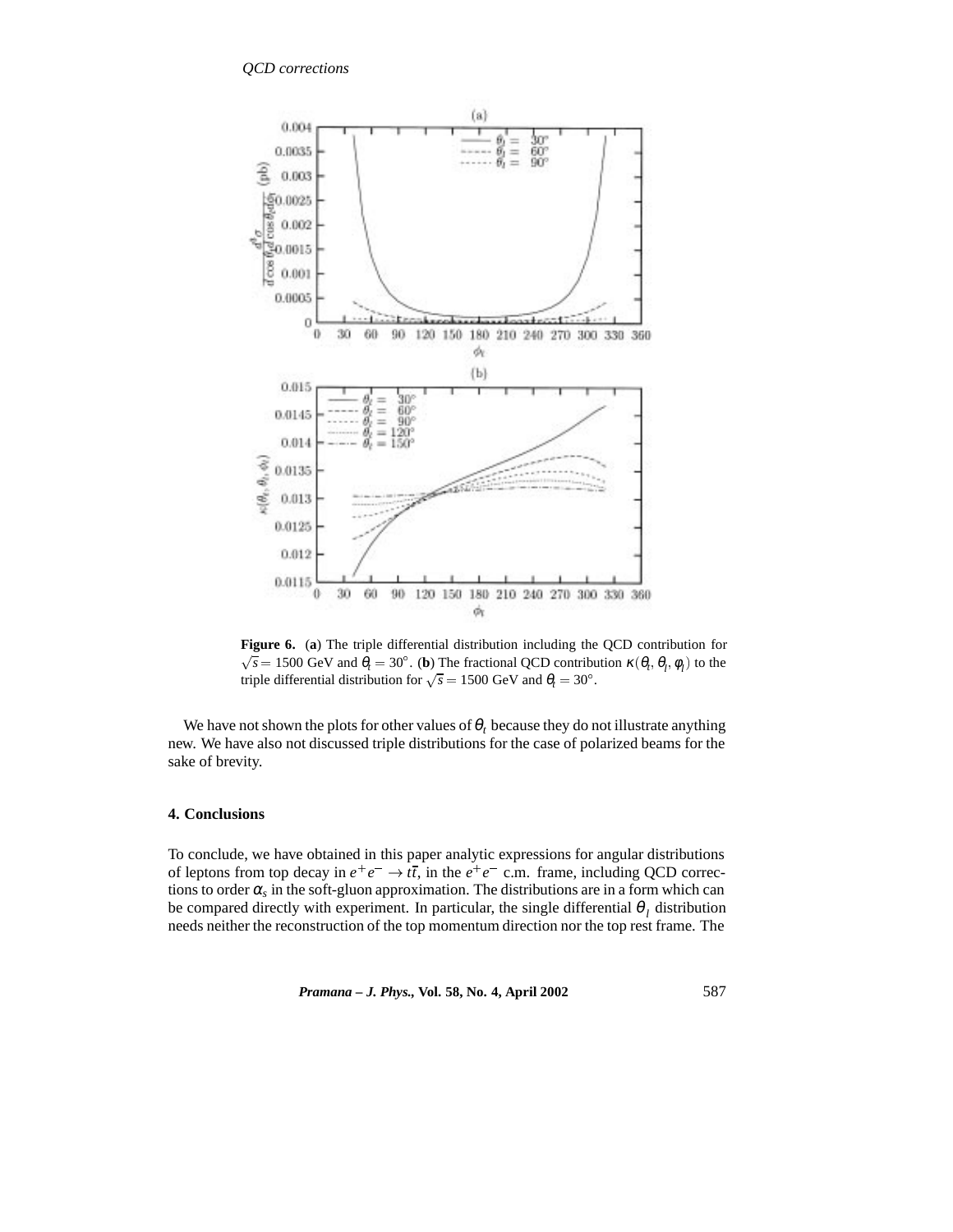**Figure 6.** (**a**) The triple differential distribution including the QCD contribution for $\sqrt{s} = 1500$ GeV and $\theta_t = 30°$. (**b**) The fractional QCD contribution $\kappa(\theta_t, \theta_l, \phi_l)$ to the triple differential distribution for $\sqrt{s} = 1500$ GeV and $\theta_t = 30°$.

We have not shown the plots for other values of $\theta_t$ because they do not illustrate anything new. We have also not discussed triple distributions for the case of polarized beams for the sake of brevity.

### 4. Conclusions

To conclude, we have obtained in this paper analytic expressions for angular distributions of leptons from top decay in $e^+e^- \to t\bar{t}$, in the $e^+e^-$ c.m. frame, including QCD corrections to order $\alpha_s$ in the soft-gluon approximation. The distributions are in a form which can be compared directly with experiment. In particular, the single differential $\theta_l$ distribution needs neither the reconstruction of the top momentum direction nor the top rest frame. The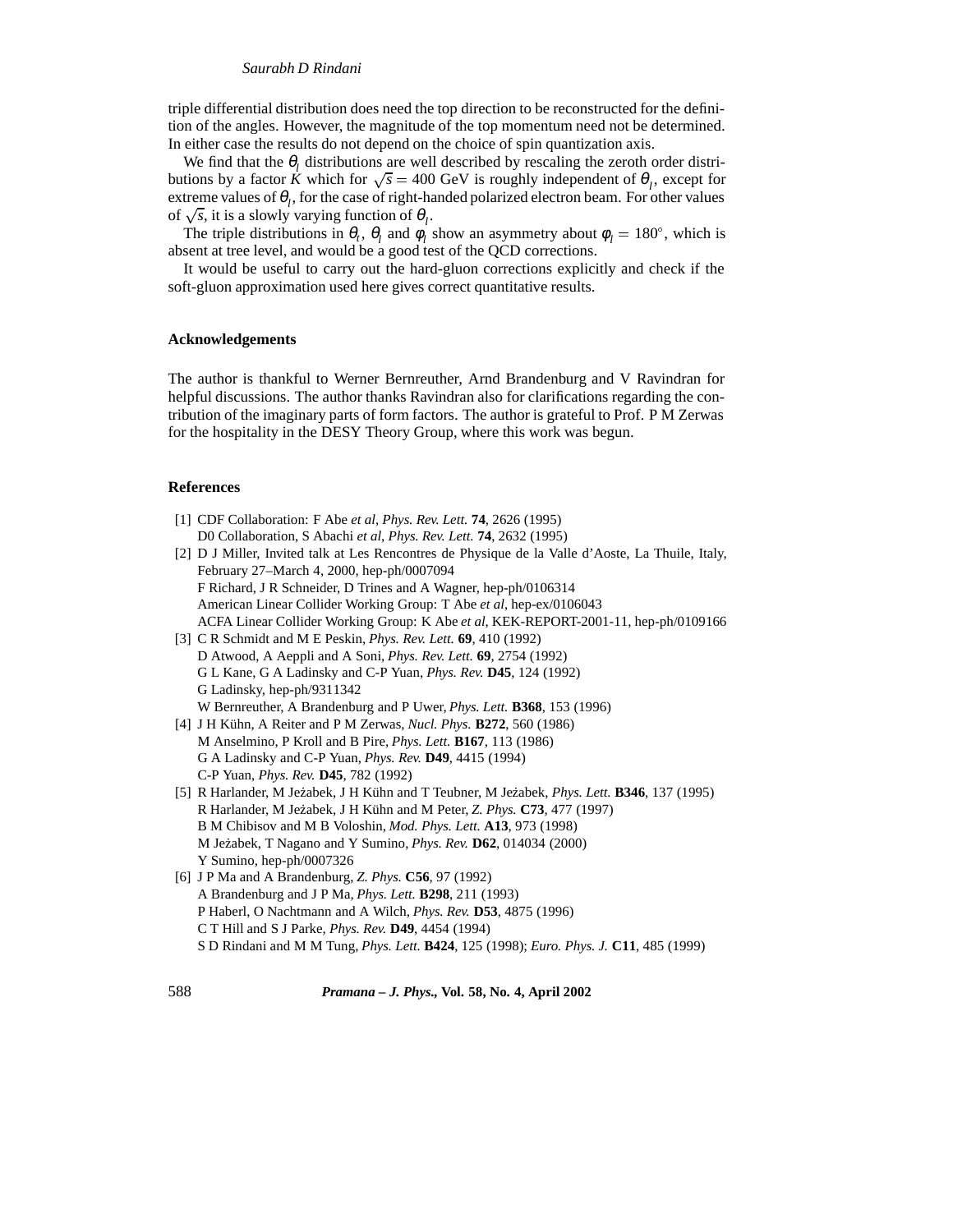triple differential distribution does need the top direction to be reconstructed for the definition of the angles. However, the magnitude of the top momentum need not be determined. In either case the results do not depend on the choice of spin quantization axis.

We find that the $\theta_l$ distributions are well described by rescaling the zeroth order distributions by a factor $K$ which for $\sqrt{s} = 400$ GeV is roughly independent of $\theta_l$, except for extreme values of $\theta_l$, for the case of right-handed polarized electron beam. For other values of $\sqrt{s}$, it is a slowly varying function of $\theta_l$.

The triple distributions in $\theta_t$, $\theta_l$ and $\phi_l$ show an asymmetry about $\phi_l = 180^\circ$, which is absent at tree level, and would be a good test of the QCD corrections.

It would be useful to carry out the hard-gluon corrections explicitly and check if the soft-gluon approximation used here gives correct quantitative results.

## Acknowledgements

The author is thankful to Werner Bernreuther, Arnd Brandenburg and V Ravindran for helpful discussions. The author thanks Ravindran also for clarifications regarding the contribution of the imaginary parts of form factors. The author is grateful to Prof. P M Zerwas for the hospitality in the DESY Theory Group, where this work was begun.

## References

[1] CDF Collaboration: F Abe *et al*, *Phys. Rev. Lett.* **74**, 2626 (1995)
D0 Collaboration, S Abachi *et al*, *Phys. Rev. Lett.* **74**, 2632 (1995)

[2] D J Miller, Invited talk at Les Rencontres de Physique de la Valle d'Aoste, La Thuile, Italy, February 27–March 4, 2000, hep-ph/0007094
F Richard, J R Schneider, D Trines and A Wagner, hep-ph/0106314
American Linear Collider Working Group: T Abe *et al*, hep-ex/0106043
ACFA Linear Collider Working Group: K Abe *et al*, KEK-REPORT-2001-11, hep-ph/0109166

[3] C R Schmidt and M E Peskin, *Phys. Rev. Lett.* **69**, 410 (1992)
D Atwood, A Aeppli and A Soni, *Phys. Rev. Lett.* **69**, 2754 (1992)
G L Kane, G A Ladinsky and C-P Yuan, *Phys. Rev.* **D45**, 124 (1992)
G Ladinsky, hep-ph/9311342
W Bernreuther, A Brandenburg and P Uwer, *Phys. Lett.* **B368**, 153 (1996)

[4] J H Kühn, A Reiter and P M Zerwas, *Nucl. Phys.* **B272**, 560 (1986)
M Anselmino, P Kroll and B Pire, *Phys. Lett.* **B167**, 113 (1986)
G A Ladinsky and C-P Yuan, *Phys. Rev.* **D49**, 4415 (1994)
C-P Yuan, *Phys. Rev.* **D45**, 782 (1992)

[5] R Harlander, M Ježabek, J H Kühn and T Teubner, M Ježabek, *Phys. Lett.* **B346**, 137 (1995)
R Harlander, M Ježabek, J H Kühn and M Peter, *Z. Phys.* **C73**, 477 (1997)
B M Chibisov and M B Voloshin, *Mod. Phys. Lett.* **A13**, 973 (1998)
M Ježabek, T Nagano and Y Sumino, *Phys. Rev.* **D62**, 014034 (2000)
Y Sumino, hep-ph/0007326

[6] J P Ma and A Brandenburg, *Z. Phys.* **C56**, 97 (1992)
A Brandenburg and J P Ma, *Phys. Lett.* **B298**, 211 (1993)
P Haberl, O Nachtmann and A Wilch, *Phys. Rev.* **D53**, 4875 (1996)
C T Hill and S J Parke, *Phys. Rev.* **D49**, 4454 (1994)
S D Rindani and M M Tung, *Phys. Lett.* **B424**, 125 (1998); *Euro. Phys. J.* **C11**, 485 (1999)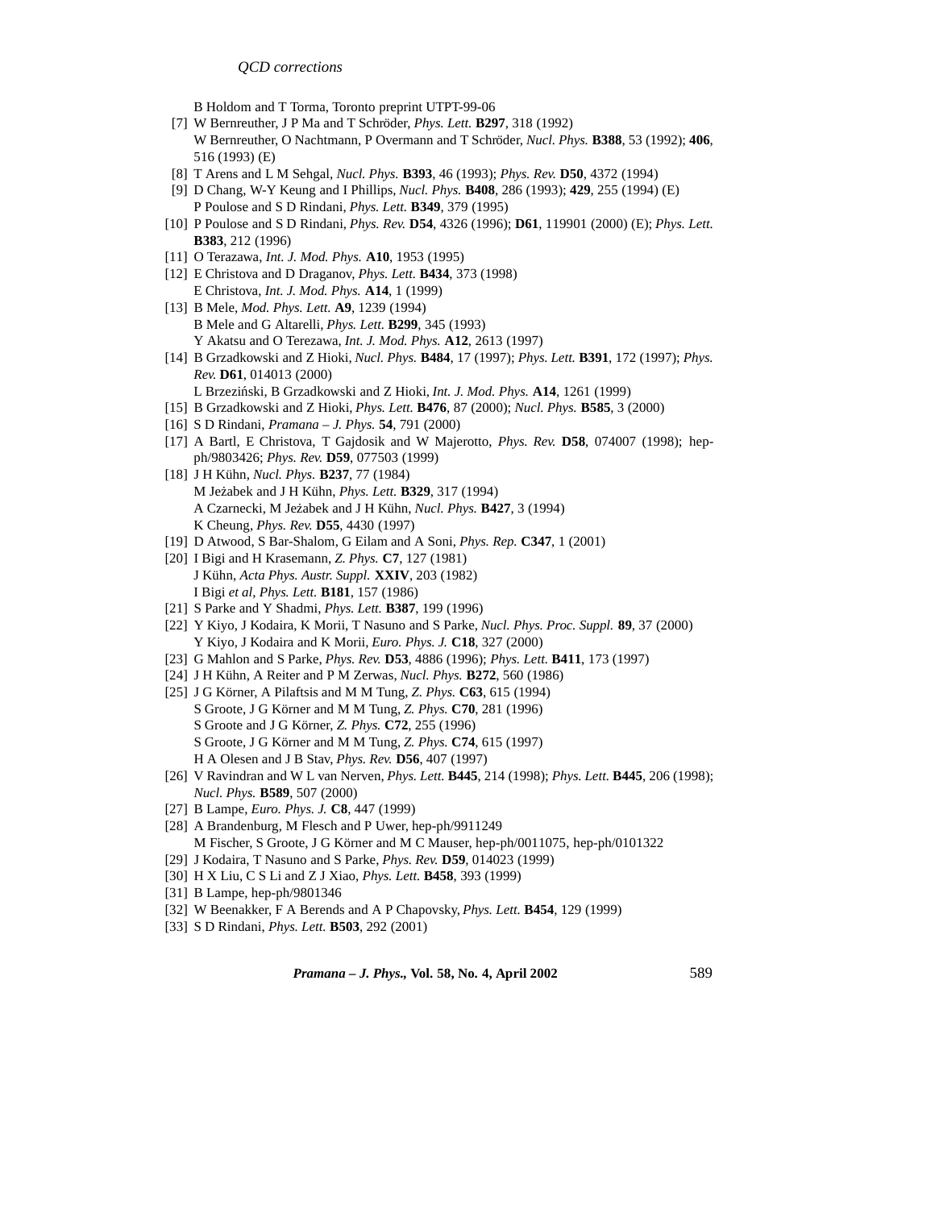B Holdom and T Torma, Toronto preprint UTPT-99-06

[7] W Bernreuther, J P Ma and T Schröder, *Phys. Lett.* **B297**, 318 (1992)
W Bernreuther, O Nachtmann, P Overmann and T Schröder, *Nucl. Phys.* **B388**, 53 (1992); **406**, 516 (1993) (E)

[8] T Arens and L M Sehgal, *Nucl. Phys.* **B393**, 46 (1993); *Phys. Rev.* **D50**, 4372 (1994)

[9] D Chang, W-Y Keung and I Phillips, *Nucl. Phys.* **B408**, 286 (1993); **429**, 255 (1994) (E)
P Poulose and S D Rindani, *Phys. Lett.* **B349**, 379 (1995)

[10] P Poulose and S D Rindani, *Phys. Rev.* **D54**, 4326 (1996); **D61**, 119901 (2000) (E); *Phys. Lett.* **B383**, 212 (1996)

[11] O Terazawa, *Int. J. Mod. Phys.* **A10**, 1953 (1995)

[12] E Christova and D Draganov, *Phys. Lett.* **B434**, 373 (1998)
E Christova, *Int. J. Mod. Phys.* **A14**, 1 (1999)

[13] B Mele, *Mod. Phys. Lett.* **A9**, 1239 (1994)
B Mele and G Altarelli, *Phys. Lett.* **B299**, 345 (1993)
Y Akatsu and O Terezawa, *Int. J. Mod. Phys.* **A12**, 2613 (1997)

[14] B Grzadkowski and Z Hioki, *Nucl. Phys.* **B484**, 17 (1997); *Phys. Lett.* **B391**, 172 (1997); *Phys. Rev.* **D61**, 014013 (2000)
L Brzeziński, B Grzadkowski and Z Hioki, *Int. J. Mod. Phys.* **A14**, 1261 (1999)

[15] B Grzadkowski and Z Hioki, *Phys. Lett.* **B476**, 87 (2000); *Nucl. Phys.* **B585**, 3 (2000)

[16] S D Rindani, *Pramana – J. Phys.* **54**, 791 (2000)

[17] A Bartl, E Christova, T Gajdosik and W Majerotto, *Phys. Rev.* **D58**, 074007 (1998); hep-ph/9803426; *Phys. Rev.* **D59**, 077503 (1999)

[18] J H Kühn, *Nucl. Phys.* **B237**, 77 (1984)
M Jeżabek and J H Kühn, *Phys. Lett.* **B329**, 317 (1994)
A Czarnecki, M Jeżabek and J H Kühn, *Nucl. Phys.* **B427**, 3 (1994)
K Cheung, *Phys. Rev.* **D55**, 4430 (1997)

[19] D Atwood, S Bar-Shalom, G Eilam and A Soni, *Phys. Rep.* **C347**, 1 (2001)

[20] I Bigi and H Krasemann, *Z. Phys.* **C7**, 127 (1981)
J Kühn, *Acta Phys. Austr. Suppl.* **XXIV**, 203 (1982)
I Bigi *et al*, *Phys. Lett.* **B181**, 157 (1986)

[21] S Parke and Y Shadmi, *Phys. Lett.* **B387**, 199 (1996)

[22] Y Kiyo, J Kodaira, K Morii, T Nasuno and S Parke, *Nucl. Phys. Proc. Suppl.* **89**, 37 (2000)
Y Kiyo, J Kodaira and K Morii, *Euro. Phys. J.* **C18**, 327 (2000)

[23] G Mahlon and S Parke, *Phys. Rev.* **D53**, 4886 (1996); *Phys. Lett.* **B411**, 173 (1997)

[24] J H Kühn, A Reiter and P M Zerwas, *Nucl. Phys.* **B272**, 560 (1986)

[25] J G Körner, A Pilaftsis and M M Tung, *Z. Phys.* **C63**, 615 (1994)
S Groote, J G Körner and M M Tung, *Z. Phys.* **C70**, 281 (1996)
S Groote and J G Körner, *Z. Phys.* **C72**, 255 (1996)
S Groote, J G Körner and M M Tung, *Z. Phys.* **C74**, 615 (1997)
H A Olesen and J B Stav, *Phys. Rev.* **D56**, 407 (1997)

[26] V Ravindran and W L van Nerven, *Phys. Lett.* **B445**, 214 (1998); *Phys. Lett.* **B445**, 206 (1998); *Nucl. Phys.* **B589**, 507 (2000)

[27] B Lampe, *Euro. Phys. J.* **C8**, 447 (1999)

[28] A Brandenburg, M Flesch and P Uwer, hep-ph/9911249
M Fischer, S Groote, J G Körner and M C Mauser, hep-ph/0011075, hep-ph/0101322

[29] J Kodaira, T Nasuno and S Parke, *Phys. Rev.* **D59**, 014023 (1999)

[30] H X Liu, C S Li and Z J Xiao, *Phys. Lett.* **B458**, 393 (1999)

[31] B Lampe, hep-ph/9801346

[32] W Beenakker, F A Berends and A P Chapovsky, *Phys. Lett.* **B454**, 129 (1999)

[33] S D Rindani, *Phys. Lett.* **B503**, 292 (2001)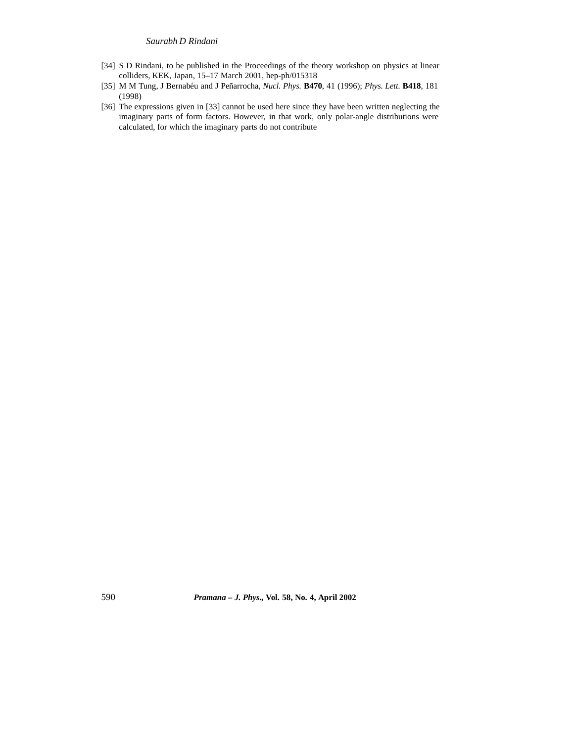[34] S D Rindani, to be published in the Proceedings of the theory workshop on physics at linear colliders, KEK, Japan, 15–17 March 2001, hep-ph/015318

[35] M M Tung, J Bernabéu and J Peñarrocha, *Nucl. Phys.* **B470**, 41 (1996); *Phys. Lett.* **B418**, 181 (1998)

[36] The expressions given in [33] cannot be used here since they have been written neglecting the imaginary parts of form factors. However, in that work, only polar-angle distributions were calculated, for which the imaginary parts do not contribute